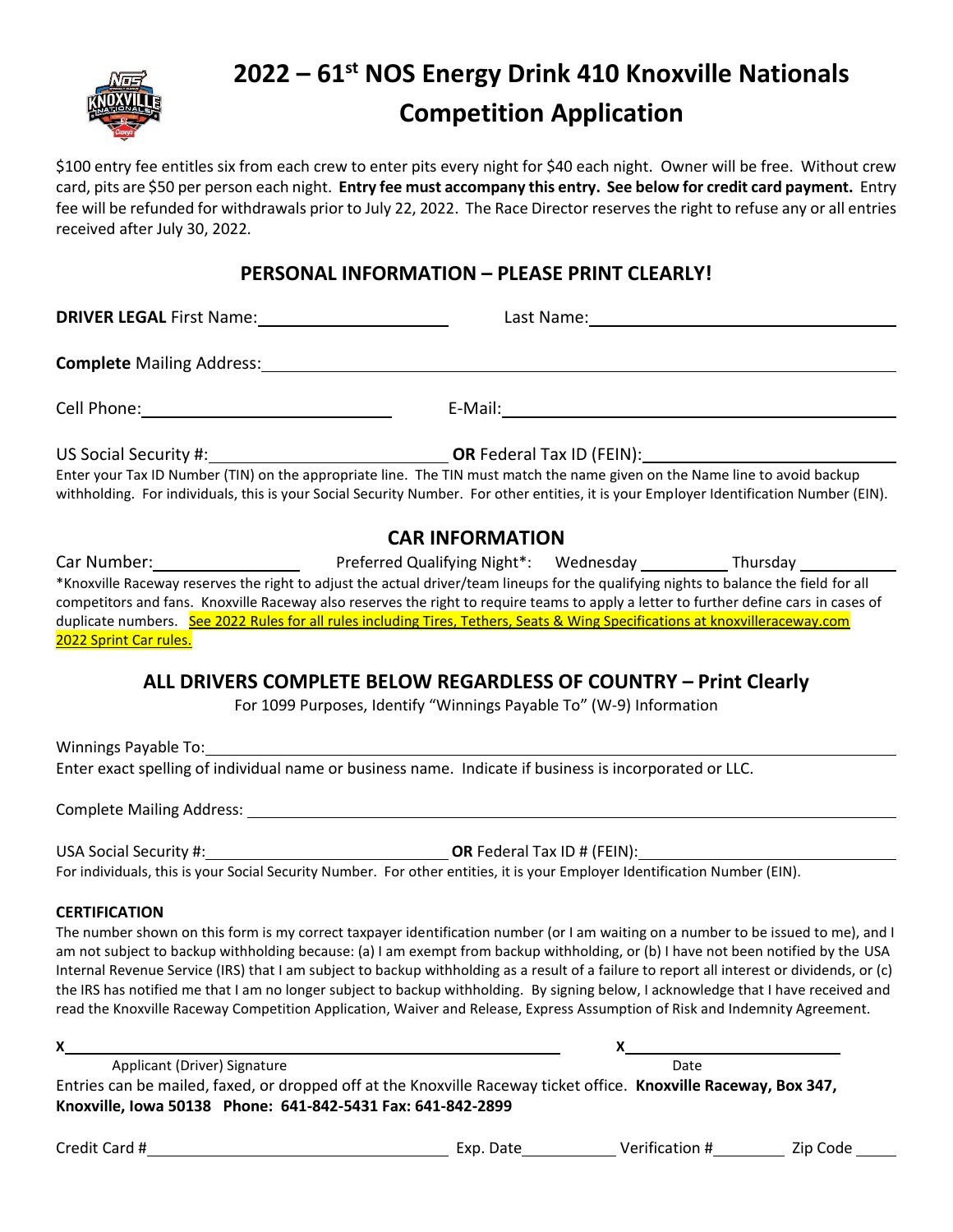# 2022 – 61st NOS Energy Drink 410 Knoxville Nationals Competition Application

$100 entry fee entitles six from each crew to enter pits every night for $40 each night. Owner will be free. Without crew card, pits are $50 per person each night. **Entry fee must accompany this entry. See below for credit card payment.** Entry fee will be refunded for withdrawals prior to July 22, 2022. The Race Director reserves the right to refuse any or all entries received after July 30, 2022.

## PERSONAL INFORMATION – PLEASE PRINT CLEARLY!

**DRIVER LEGAL** First Name:____________________ Last Name:____________________

**Complete** Mailing Address:________________________________________

Cell Phone:____________________ E-Mail:____________________

US Social Security #:____________________ **OR** Federal Tax ID (FEIN):____________________

Enter your Tax ID Number (TIN) on the appropriate line. The TIN must match the name given on the Name line to avoid backup withholding. For individuals, this is your Social Security Number. For other entities, it is your Employer Identification Number (EIN).

## CAR INFORMATION

Car Number:______________ Preferred Qualifying Night*: Wednesday __________ Thursday __________

*Knoxville Raceway reserves the right to adjust the actual driver/team lineups for the qualifying nights to balance the field for all competitors and fans. Knoxville Raceway also reserves the right to require teams to apply a letter to further define cars in cases of duplicate numbers. See 2022 Rules for all rules including Tires, Tethers, Seats & Wing Specifications at knoxvilleraceway.com 2022 Sprint Car rules.

## ALL DRIVERS COMPLETE BELOW REGARDLESS OF COUNTRY – Print Clearly

For 1099 Purposes, Identify "Winnings Payable To" (W-9) Information

Winnings Payable To:________________________________________

Enter exact spelling of individual name or business name. Indicate if business is incorporated or LLC.

Complete Mailing Address:________________________________________

USA Social Security #:____________________ **OR** Federal Tax ID # (FEIN):____________________

For individuals, this is your Social Security Number. For other entities, it is your Employer Identification Number (EIN).

**CERTIFICATION**

The number shown on this form is my correct taxpayer identification number (or I am waiting on a number to be issued to me), and I am not subject to backup withholding because: (a) I am exempt from backup withholding, or (b) I have not been notified by the USA Internal Revenue Service (IRS) that I am subject to backup withholding as a result of a failure to report all interest or dividends, or (c) the IRS has notified me that I am no longer subject to backup withholding. By signing below, I acknowledge that I have received and read the Knoxville Raceway Competition Application, Waiver and Release, Express Assumption of Risk and Indemnity Agreement.

X________________________________________ X____________________

Applicant (Driver) Signature Date

Entries can be mailed, faxed, or dropped off at the Knoxville Raceway ticket office. **Knoxville Raceway, Box 347, Knoxville, Iowa 50138 Phone: 641-842-5431 Fax: 641-842-2899**

Credit Card #____________________ Exp. Date__________ Verification #__________ Zip Code______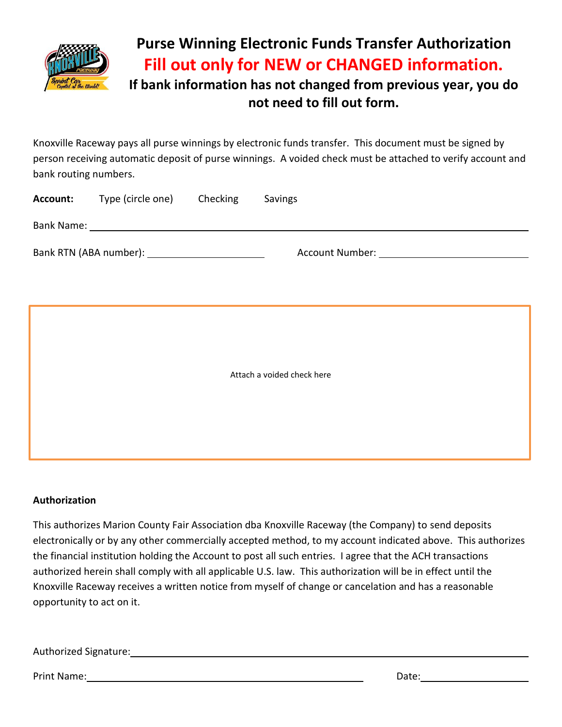# Purse Winning Electronic Funds Transfer Authorization

## Fill out only for NEW or CHANGED information.

### If bank information has not changed from previous year, you do not need to fill out form.

Knoxville Raceway pays all purse winnings by electronic funds transfer. This document must be signed by person receiving automatic deposit of purse winnings. A voided check must be attached to verify account and bank routing numbers.

**Account:** Type (circle one) Checking Savings

Bank Name: ______________________________

Bank RTN (ABA number): ______________________ Account Number: ______________________

Attach a voided check here

**Authorization**

This authorizes Marion County Fair Association dba Knoxville Raceway (the Company) to send deposits electronically or by any other commercially accepted method, to my account indicated above. This authorizes the financial institution holding the Account to post all such entries. I agree that the ACH transactions authorized herein shall comply with all applicable U.S. law. This authorization will be in effect until the Knoxville Raceway receives a written notice from myself of change or cancelation and has a reasonable opportunity to act on it.

Authorized Signature: ______________________________

Print Name: ______________________________ Date: ______________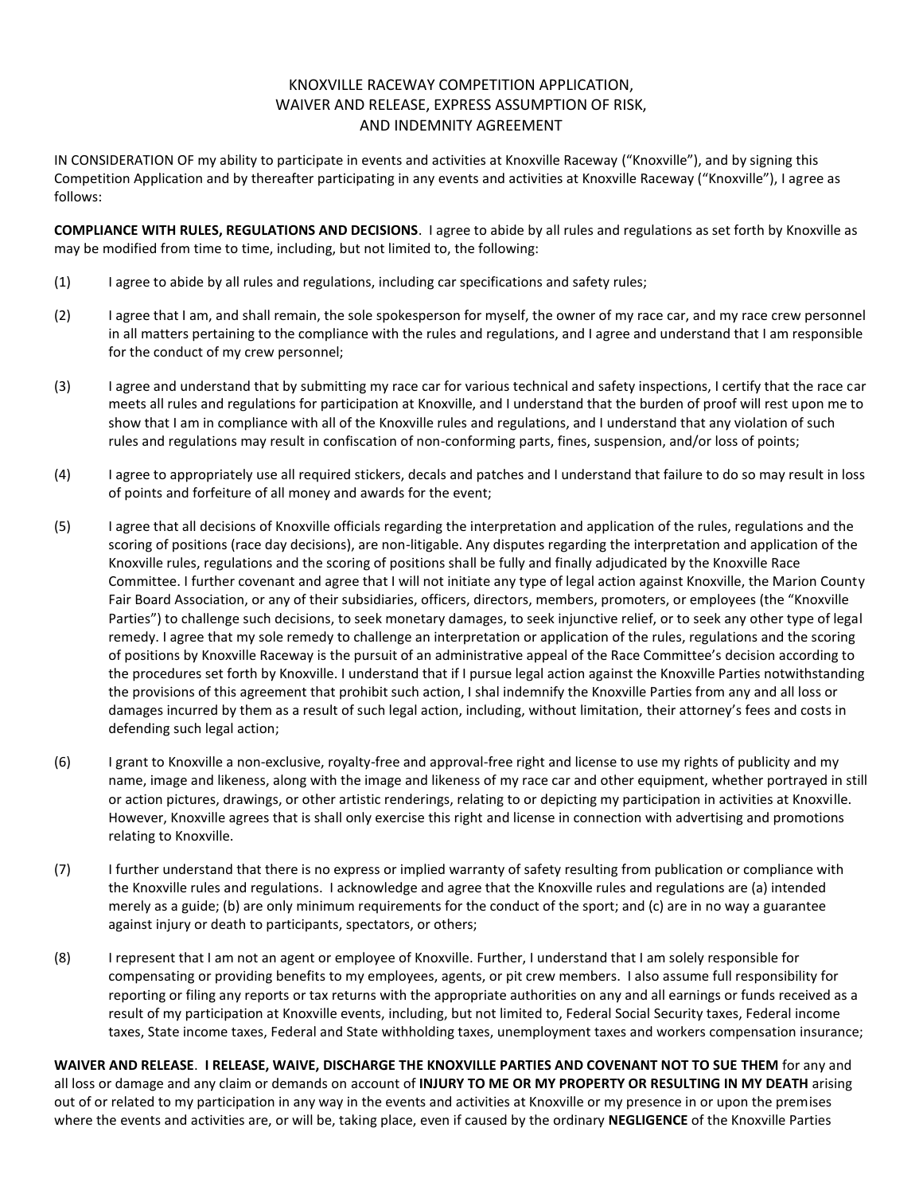# KNOXVILLE RACEWAY COMPETITION APPLICATION, WAIVER AND RELEASE, EXPRESS ASSUMPTION OF RISK, AND INDEMNITY AGREEMENT

IN CONSIDERATION OF my ability to participate in events and activities at Knoxville Raceway ("Knoxville"), and by signing this Competition Application and by thereafter participating in any events and activities at Knoxville Raceway ("Knoxville"), I agree as follows:

**COMPLIANCE WITH RULES, REGULATIONS AND DECISIONS**. I agree to abide by all rules and regulations as set forth by Knoxville as may be modified from time to time, including, but not limited to, the following:

(1) I agree to abide by all rules and regulations, including car specifications and safety rules;

(2) I agree that I am, and shall remain, the sole spokesperson for myself, the owner of my race car, and my race crew personnel in all matters pertaining to the compliance with the rules and regulations, and I agree and understand that I am responsible for the conduct of my crew personnel;

(3) I agree and understand that by submitting my race car for various technical and safety inspections, I certify that the race car meets all rules and regulations for participation at Knoxville, and I understand that the burden of proof will rest upon me to show that I am in compliance with all of the Knoxville rules and regulations, and I understand that any violation of such rules and regulations may result in confiscation of non-conforming parts, fines, suspension, and/or loss of points;

(4) I agree to appropriately use all required stickers, decals and patches and I understand that failure to do so may result in loss of points and forfeiture of all money and awards for the event;

(5) I agree that all decisions of Knoxville officials regarding the interpretation and application of the rules, regulations and the scoring of positions (race day decisions), are non-litigable. Any disputes regarding the interpretation and application of the Knoxville rules, regulations and the scoring of positions shall be fully and finally adjudicated by the Knoxville Race Committee. I further covenant and agree that I will not initiate any type of legal action against Knoxville, the Marion County Fair Board Association, or any of their subsidiaries, officers, directors, members, promoters, or employees (the "Knoxville Parties") to challenge such decisions, to seek monetary damages, to seek injunctive relief, or to seek any other type of legal remedy. I agree that my sole remedy to challenge an interpretation or application of the rules, regulations and the scoring of positions by Knoxville Raceway is the pursuit of an administrative appeal of the Race Committee's decision according to the procedures set forth by Knoxville. I understand that if I pursue legal action against the Knoxville Parties notwithstanding the provisions of this agreement that prohibit such action, I shal indemnify the Knoxville Parties from any and all loss or damages incurred by them as a result of such legal action, including, without limitation, their attorney's fees and costs in defending such legal action;

(6) I grant to Knoxville a non-exclusive, royalty-free and approval-free right and license to use my rights of publicity and my name, image and likeness, along with the image and likeness of my race car and other equipment, whether portrayed in still or action pictures, drawings, or other artistic renderings, relating to or depicting my participation in activities at Knoxville. However, Knoxville agrees that is shall only exercise this right and license in connection with advertising and promotions relating to Knoxville.

(7) I further understand that there is no express or implied warranty of safety resulting from publication or compliance with the Knoxville rules and regulations. I acknowledge and agree that the Knoxville rules and regulations are (a) intended merely as a guide; (b) are only minimum requirements for the conduct of the sport; and (c) are in no way a guarantee against injury or death to participants, spectators, or others;

(8) I represent that I am not an agent or employee of Knoxville. Further, I understand that I am solely responsible for compensating or providing benefits to my employees, agents, or pit crew members. I also assume full responsibility for reporting or filing any reports or tax returns with the appropriate authorities on any and all earnings or funds received as a result of my participation at Knoxville events, including, but not limited to, Federal Social Security taxes, Federal income taxes, State income taxes, Federal and State withholding taxes, unemployment taxes and workers compensation insurance;

**WAIVER AND RELEASE**. **I RELEASE, WAIVE, DISCHARGE THE KNOXVILLE PARTIES AND COVENANT NOT TO SUE THEM** for any and all loss or damage and any claim or demands on account of **INJURY TO ME OR MY PROPERTY OR RESULTING IN MY DEATH** arising out of or related to my participation in any way in the events and activities at Knoxville or my presence in or upon the premises where the events and activities are, or will be, taking place, even if caused by the ordinary **NEGLIGENCE** of the Knoxville Parties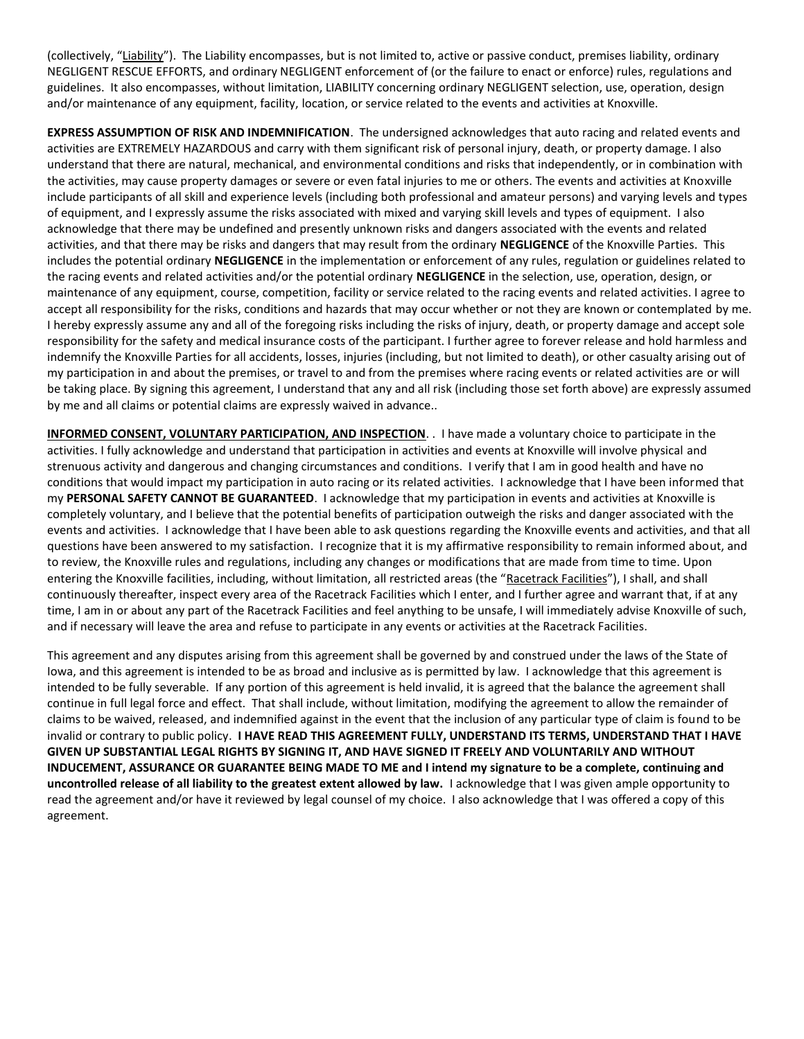(collectively, "Liability"). The Liability encompasses, but is not limited to, active or passive conduct, premises liability, ordinary NEGLIGENT RESCUE EFFORTS, and ordinary NEGLIGENT enforcement of (or the failure to enact or enforce) rules, regulations and guidelines. It also encompasses, without limitation, LIABILITY concerning ordinary NEGLIGENT selection, use, operation, design and/or maintenance of any equipment, facility, location, or service related to the events and activities at Knoxville.

**EXPRESS ASSUMPTION OF RISK AND INDEMNIFICATION**. The undersigned acknowledges that auto racing and related events and activities are EXTREMELY HAZARDOUS and carry with them significant risk of personal injury, death, or property damage. I also understand that there are natural, mechanical, and environmental conditions and risks that independently, or in combination with the activities, may cause property damages or severe or even fatal injuries to me or others. The events and activities at Knoxville include participants of all skill and experience levels (including both professional and amateur persons) and varying levels and types of equipment, and I expressly assume the risks associated with mixed and varying skill levels and types of equipment. I also acknowledge that there may be undefined and presently unknown risks and dangers associated with the events and related activities, and that there may be risks and dangers that may result from the ordinary **NEGLIGENCE** of the Knoxville Parties. This includes the potential ordinary **NEGLIGENCE** in the implementation or enforcement of any rules, regulation or guidelines related to the racing events and related activities and/or the potential ordinary **NEGLIGENCE** in the selection, use, operation, design, or maintenance of any equipment, course, competition, facility or service related to the racing events and related activities. I agree to accept all responsibility for the risks, conditions and hazards that may occur whether or not they are known or contemplated by me. I hereby expressly assume any and all of the foregoing risks including the risks of injury, death, or property damage and accept sole responsibility for the safety and medical insurance costs of the participant. I further agree to forever release and hold harmless and indemnify the Knoxville Parties for all accidents, losses, injuries (including, but not limited to death), or other casualty arising out of my participation in and about the premises, or travel to and from the premises where racing events or related activities are or will be taking place. By signing this agreement, I understand that any and all risk (including those set forth above) are expressly assumed by me and all claims or potential claims are expressly waived in advance..

**INFORMED CONSENT, VOLUNTARY PARTICIPATION, AND INSPECTION**. . I have made a voluntary choice to participate in the activities. I fully acknowledge and understand that participation in activities and events at Knoxville will involve physical and strenuous activity and dangerous and changing circumstances and conditions. I verify that I am in good health and have no conditions that would impact my participation in auto racing or its related activities. I acknowledge that I have been informed that my **PERSONAL SAFETY CANNOT BE GUARANTEED**. I acknowledge that my participation in events and activities at Knoxville is completely voluntary, and I believe that the potential benefits of participation outweigh the risks and danger associated with the events and activities. I acknowledge that I have been able to ask questions regarding the Knoxville events and activities, and that all questions have been answered to my satisfaction. I recognize that it is my affirmative responsibility to remain informed about, and to review, the Knoxville rules and regulations, including any changes or modifications that are made from time to time. Upon entering the Knoxville facilities, including, without limitation, all restricted areas (the "Racetrack Facilities"), I shall, and shall continuously thereafter, inspect every area of the Racetrack Facilities which I enter, and I further agree and warrant that, if at any time, I am in or about any part of the Racetrack Facilities and feel anything to be unsafe, I will immediately advise Knoxville of such, and if necessary will leave the area and refuse to participate in any events or activities at the Racetrack Facilities.

This agreement and any disputes arising from this agreement shall be governed by and construed under the laws of the State of Iowa, and this agreement is intended to be as broad and inclusive as is permitted by law. I acknowledge that this agreement is intended to be fully severable. If any portion of this agreement is held invalid, it is agreed that the balance the agreement shall continue in full legal force and effect. That shall include, without limitation, modifying the agreement to allow the remainder of claims to be waived, released, and indemnified against in the event that the inclusion of any particular type of claim is found to be invalid or contrary to public policy. **I HAVE READ THIS AGREEMENT FULLY, UNDERSTAND ITS TERMS, UNDERSTAND THAT I HAVE GIVEN UP SUBSTANTIAL LEGAL RIGHTS BY SIGNING IT, AND HAVE SIGNED IT FREELY AND VOLUNTARILY AND WITHOUT INDUCEMENT, ASSURANCE OR GUARANTEE BEING MADE TO ME and I intend my signature to be a complete, continuing and uncontrolled release of all liability to the greatest extent allowed by law.** I acknowledge that I was given ample opportunity to read the agreement and/or have it reviewed by legal counsel of my choice. I also acknowledge that I was offered a copy of this agreement.